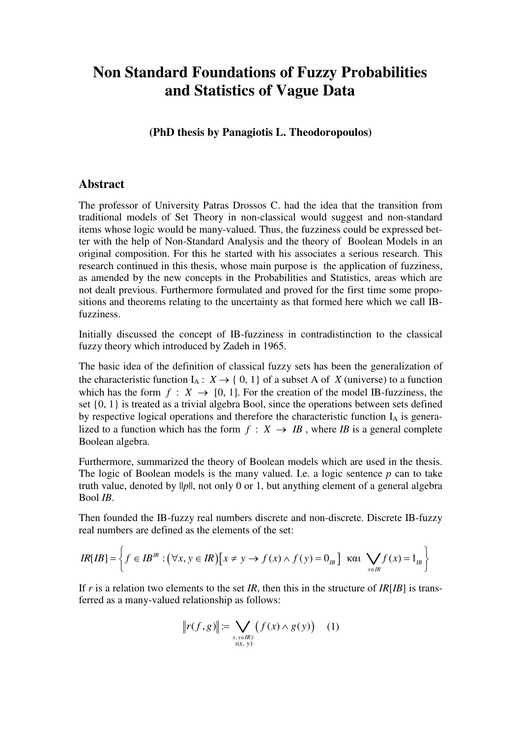# Non Standard Foundations of Fuzzy Probabilities and Statistics of Vague Data

**(PhD thesis by Panagiotis L. Theodoropoulos)**

## Abstract

The professor of University Patras Drossos C. had the idea that the transition from traditional models of Set Theory in non-classical would suggest and non-standard items whose logic would be many-valued. Thus, the fuzziness could be expressed better with the help of Non-Standard Analysis and the theory of Boolean Models in an original composition. For this he started with his associates a serious research. This research continued in this thesis, whose main purpose is the application of fuzziness, as amended by the new concepts in the Probabilities and Statistics, areas which are not dealt previous. Furthermore formulated and proved for the first time some propositions and theorems relating to the uncertainty as that formed here which we call IB-fuzziness.

Initially discussed the concept of IB-fuzziness in contradistinction to the classical fuzzy theory which introduced by Zadeh in 1965.

The basic idea of the definition of classical fuzzy sets has been the generalization of the characteristic function $I_A: X \rightarrow \{0, 1\}$ of a subset A of $X$ (universe) to a function which has the form $f : X \rightarrow [0, 1]$. For the creation of the model IB-fuzziness, the set $\{0, 1\}$ is treated as a trivial algebra Bool, since the operations between sets defined by respective logical operations and therefore the characteristic function $I_A$ is generalized to a function which has the form $f : X \rightarrow IB$, where *IB* is a general complete Boolean algebra.

Furthermore, summarized the theory of Boolean models which are used in the thesis. The logic of Boolean models is the many valued. I.e. a logic sentence *p* can to take truth value, denoted by $\|p\|$, not only 0 or 1, but anything element of a general algebra Bool *IB*.

Then founded the IB-fuzzy real numbers discrete and non-discrete. Discrete IB-fuzzy real numbers are defined as the elements of the set:

$$IR[IB] = \left\{ f \in IB^{IR} : (\forall x, y \in IR)\left[x \neq y \rightarrow f(x) \wedge f(y) = 0_{IB}\right] \text{ και } \bigvee_{x \in IR} f(x) = 1_{IB} \right\}$$

If *r* is a relation two elements to the set *IR*, then this in the structure of *IR*[*IB*] is transferred as a many-valued relationship as follows:

$$\left\|r(f, g)\right\| := \bigvee_{\substack{x, y \in IR): \\ r(x, y)}} \left(f(x) \wedge g(y)\right) \quad (1)$$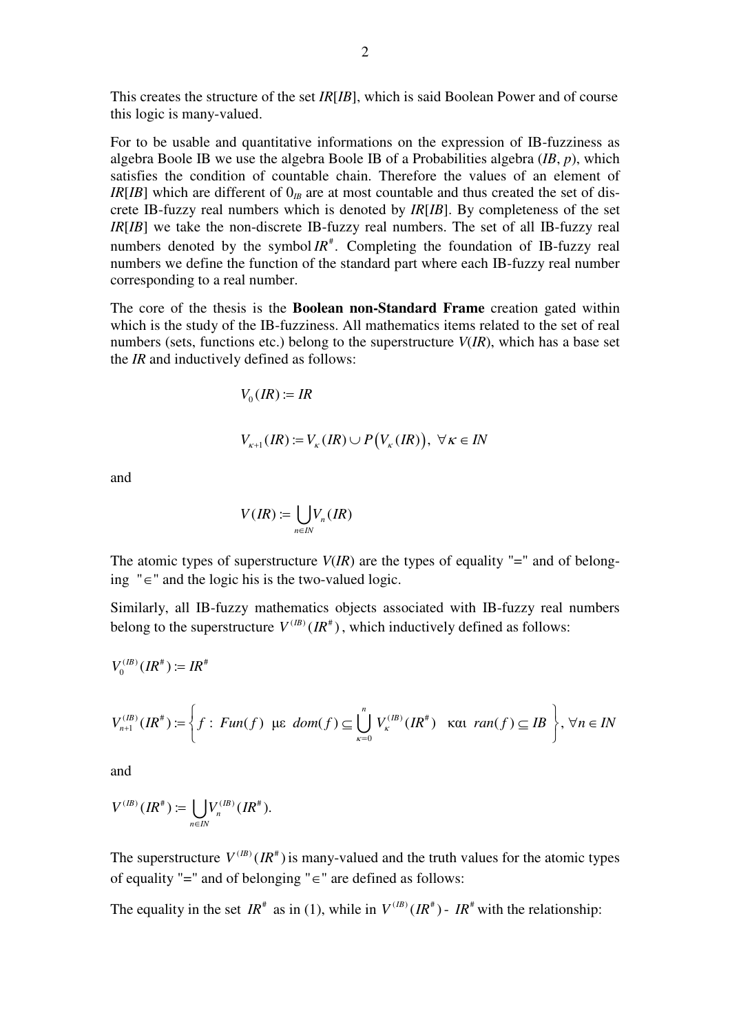This creates the structure of the set $IR[IB]$, which is said Boolean Power and of course this logic is many-valued.

For to be usable and quantitative informations on the expression of IB-fuzziness as algebra Boole IB we use the algebra Boole IB of a Probabilities algebra ($IB$, $p$), which satisfies the condition of countable chain. Therefore the values of an element of $IR[IB]$ which are different of $0_{IB}$ are at most countable and thus created the set of discrete IB-fuzzy real numbers which is denoted by $IR[IB]$. By completeness of the set $IR[IB]$ we take the non-discrete IB-fuzzy real numbers. The set of all IB-fuzzy real numbers denoted by the symbol $IR^{\#}$. Completing the foundation of IB-fuzzy real numbers we define the function of the standard part where each IB-fuzzy real number corresponding to a real number.

The core of the thesis is the **Boolean non-Standard Frame** creation gated within which is the study of the IB-fuzziness. All mathematics items related to the set of real numbers (sets, functions etc.) belong to the superstructure $V(IR)$, which has a base set the $IR$ and inductively defined as follows:

$$V_0(IR) := IR$$

$$V_{\kappa+1}(IR) := V_{\kappa}(IR) \cup P\left(V_{\kappa}(IR)\right), \ \forall \kappa \in IN$$

and

$$V(IR) := \bigcup_{n \in IN} V_n(IR)$$

The atomic types of superstructure $V(IR)$ are the types of equality "=" and of belonging "$\in$" and the logic his is the two-valued logic.

Similarly, all IB-fuzzy mathematics objects associated with IB-fuzzy real numbers belong to the superstructure $V^{(IB)}(IR^{\#})$, which inductively defined as follows:

$$V_0^{(IB)}(IR^{\#}) := IR^{\#}$$

$$V_{n+1}^{(IB)}(IR^{\#}) := \left\{ f : \ Fun(f) \ \ \mu\varepsilon \ \ dom(f) \subseteq \bigcup_{\kappa=0}^{n} V_{\kappa}^{(IB)}(IR^{\#}) \ \ \ \kappa\alpha\iota \ \ ran(f) \subseteq IB \right\}, \forall n \in IN$$

and

$$V^{(IB)}(IR^{\#}) := \bigcup_{n \in IN} V_n^{(IB)}(IR^{\#}).$$

The superstructure $V^{(IB)}(IR^{\#})$ is many-valued and the truth values for the atomic types of equality "=" and of belonging "$\in$" are defined as follows:

The equality in the set $IR^{\#}$ as in (1), while in $V^{(IB)}(IR^{\#})$ - $IR^{\#}$ with the relationship: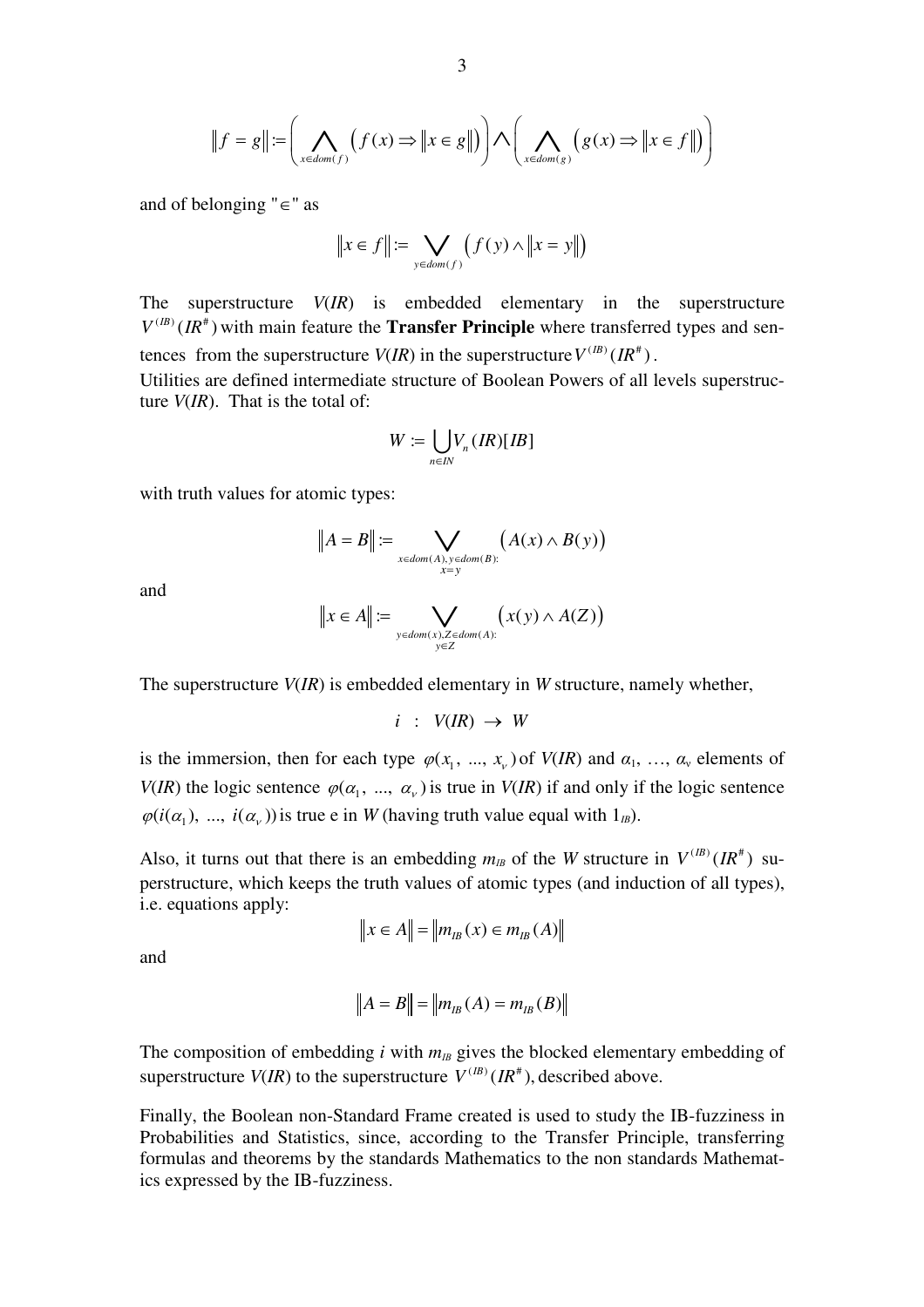$$\|f = g\| := \left( \bigwedge_{x \in dom(f)} \left( f(x) \Rightarrow \|x \in g\| \right) \right) \wedge \left( \bigwedge_{x \in dom(g)} \left( g(x) \Rightarrow \|x \in f\| \right) \right)$$

and of belonging "$\in$" as

$$\|x \in f\| := \bigvee_{y \in dom(f)} \left( f(y) \wedge \|x = y\| \right)$$

The superstructure $V(IR)$ is embedded elementary in the superstructure $V^{(IB)}(IR^{\#})$ with main feature the **Transfer Principle** where transferred types and sentences from the superstructure $V(IR)$ in the superstructure $V^{(IB)}(IR^{\#})$.

Utilities are defined intermediate structure of Boolean Powers of all levels superstructure $V(IR)$. That is the total of:

$$W := \bigcup_{n \in IN} V_n(IR)[IB]$$

with truth values for atomic types:

$$\|A = B\| := \bigvee_{\substack{x \in dom(A),\, y \in dom(B): \\ x = y}} \left( A(x) \wedge B(y) \right)$$

and

$$\|x \in A\| := \bigvee_{\substack{y \in dom(x),\, Z \in dom(A): \\ y \in Z}} \left( x(y) \wedge A(Z) \right)$$

The superstructure $V(IR)$ is embedded elementary in $W$ structure, namely whether,

$$i \ : \ V(IR) \ \rightarrow \ W$$

is the immersion, then for each type $\varphi(x_1, \ ..., \ x_\nu)$ of $V(IR)$ and $\alpha_1, \ \ldots, \ \alpha_\nu$ elements of $V(IR)$ the logic sentence $\varphi(\alpha_1, \ ..., \ \alpha_\nu)$ is true in $V(IR)$ if and only if the logic sentence $\varphi(i(\alpha_1), \ ..., \ i(\alpha_\nu))$ is true e in $W$ (having truth value equal with $1_{IB}$).

Also, it turns out that there is an embedding $m_{IB}$ of the $W$ structure in $V^{(IB)}(IR^{\#})$ superstructure, which keeps the truth values of atomic types (and induction of all types), i.e. equations apply:

$$\|x \in A\| = \|m_{IB}(x) \in m_{IB}(A)\|$$

and

$$\|A = B\| = \|m_{IB}(A) = m_{IB}(B)\|$$

The composition of embedding $i$ with $m_{IB}$ gives the blocked elementary embedding of superstructure $V(IR)$ to the superstructure $V^{(IB)}(IR^{\#})$, described above.

Finally, the Boolean non-Standard Frame created is used to study the IB-fuzziness in Probabilities and Statistics, since, according to the Transfer Principle, transferring formulas and theorems by the standards Mathematics to the non standards Mathematics expressed by the IB-fuzziness.